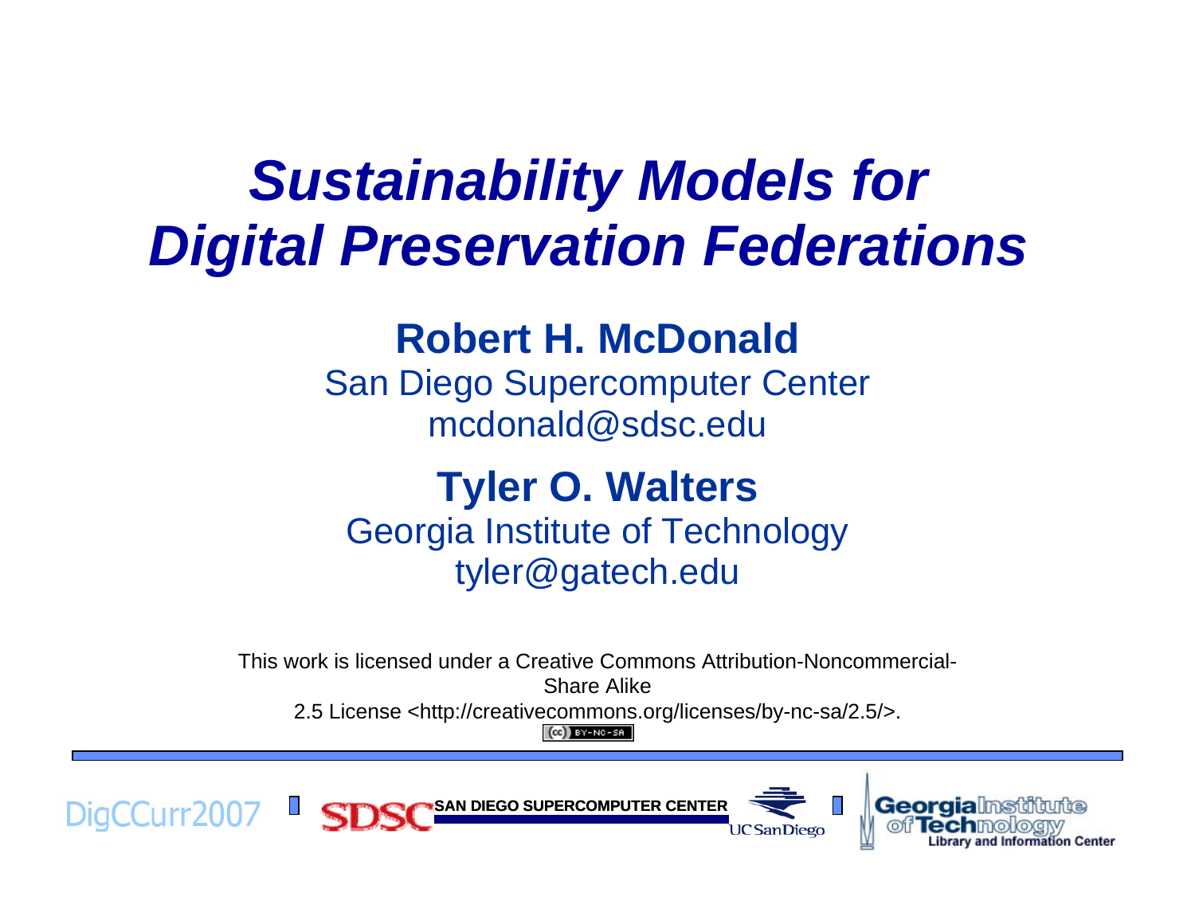# *Sustainability Models for Digital Preservation Federations*

**Robert H. McDonald**
San Diego Supercomputer Center
mcdonald@sdsc.edu

**Tyler O. Walters**
Georgia Institute of Technology
tyler@gatech.edu

This work is licensed under a Creative Commons Attribution-Noncommercial-Share Alike
2.5 License <http://creativecommons.org/licenses/by-nc-sa/2.5/>.

DigCCurr2007 | SDSC SAN DIEGO SUPERCOMPUTER CENTER | UC San Diego | Georgia Institute of Technology Library and Information Center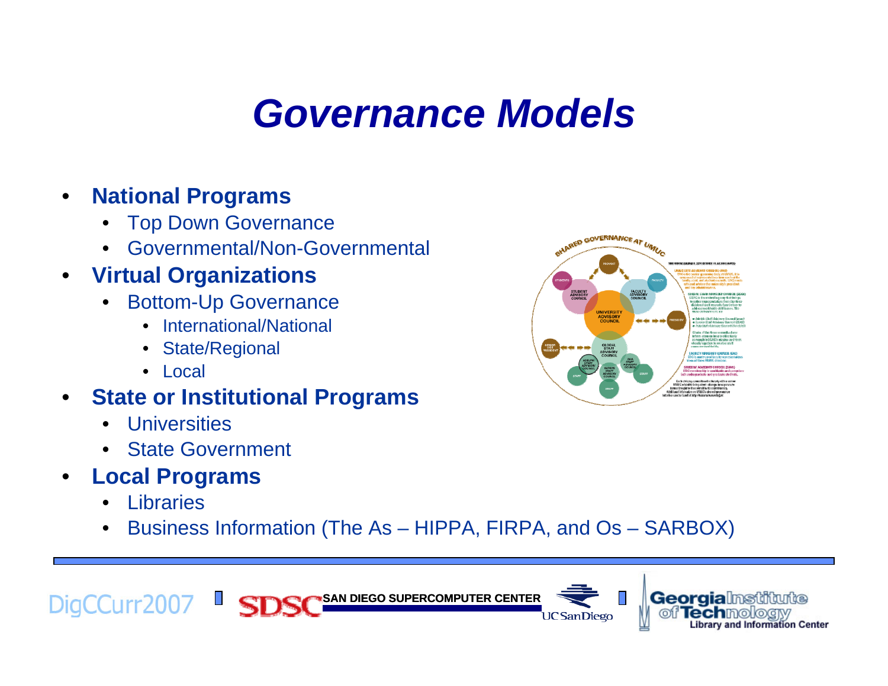# Governance Models

- **National Programs**
  - Top Down Governance
  - Governmental/Non-Governmental
- **Virtual Organizations**
  - Bottom-Up Governance
    - International/National
    - State/Regional
    - Local
- **State or Institutional Programs**
  - Universities
  - State Government
- **Local Programs**
  - Libraries
  - Business Information (The As – HIPPA, FIRPA, and Os – SARBOX)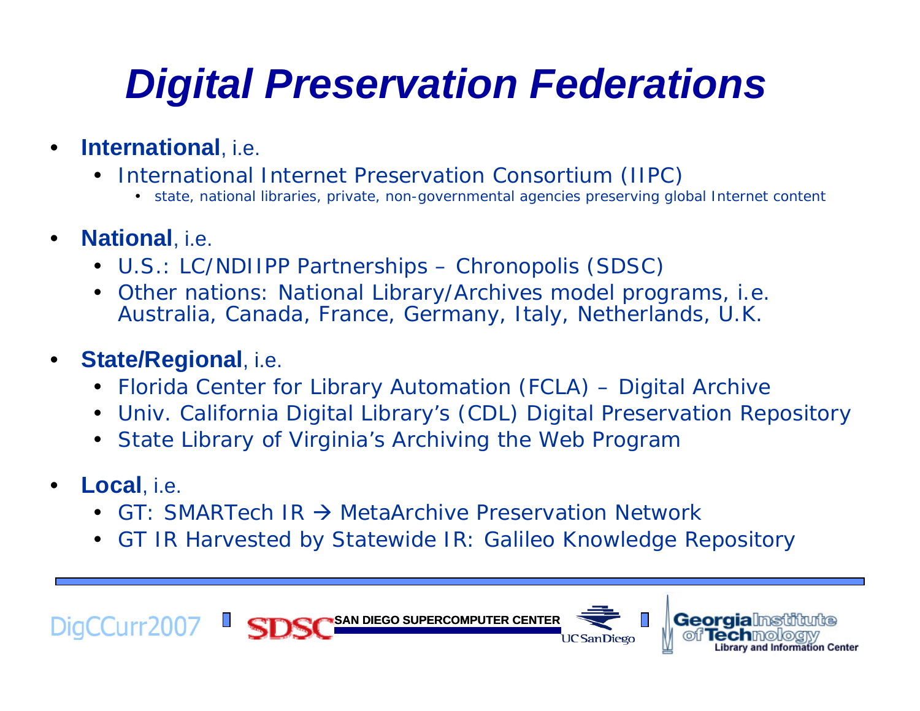# *Digital Preservation Federations*

- **International**, i.e.
  - International Internet Preservation Consortium (IIPC)
    - state, national libraries, private, non-governmental agencies preserving global Internet content
- **National**, i.e.
  - U.S.: LC/NDIIPP Partnerships – Chronopolis (SDSC)
  - Other nations: National Library/Archives model programs, i.e. Australia, Canada, France, Germany, Italy, Netherlands, U.K.
- **State/Regional**, i.e.
  - Florida Center for Library Automation (FCLA) – Digital Archive
  - Univ. California Digital Library's (CDL) Digital Preservation Repository
  - State Library of Virginia's Archiving the Web Program
- **Local**, i.e.
  - GT: SMARTech IR → MetaArchive Preservation Network
  - GT IR Harvested by Statewide IR: Galileo Knowledge Repository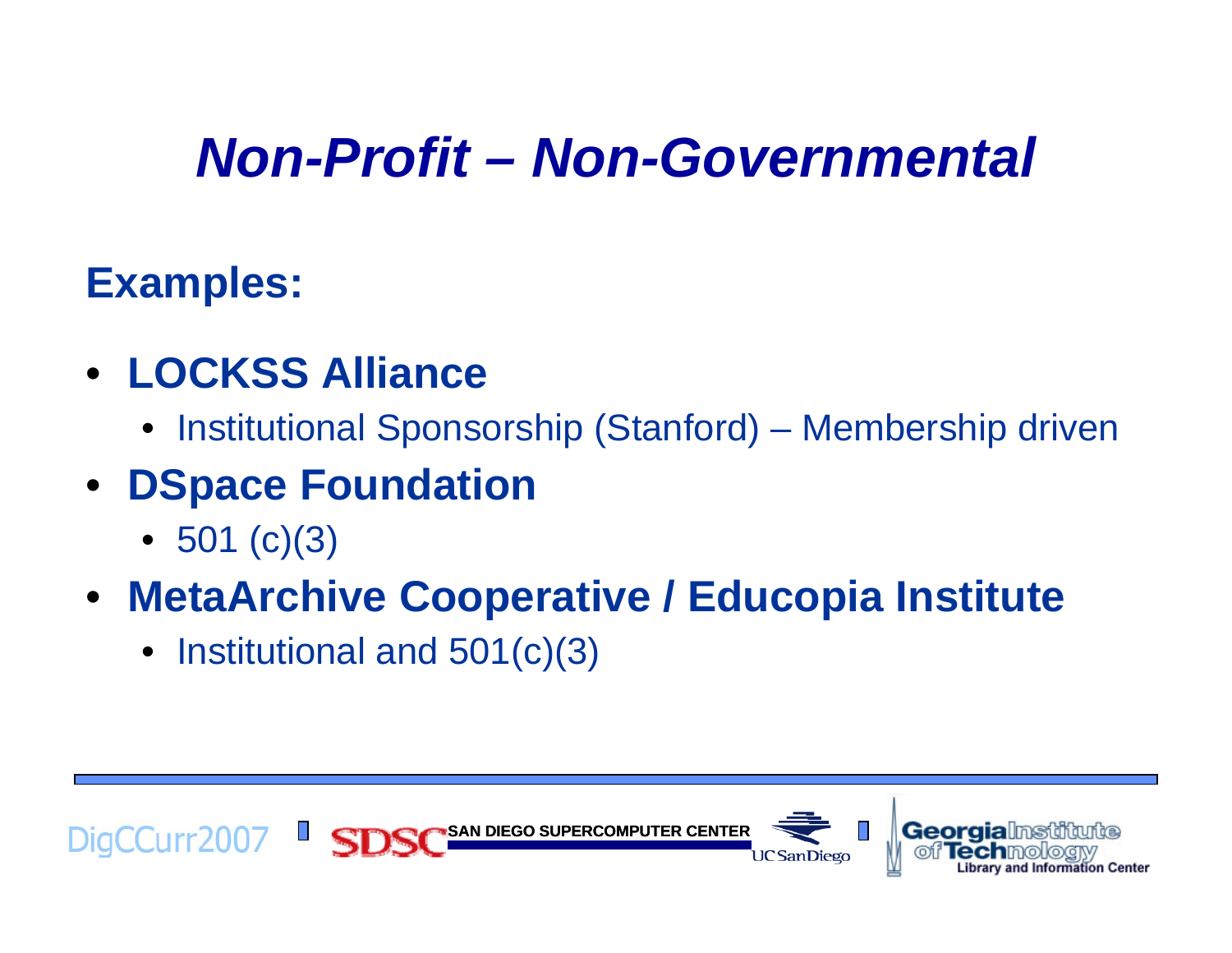# *Non-Profit – Non-Governmental*

**Examples:**

- **LOCKSS Alliance**
  - Institutional Sponsorship (Stanford) – Membership driven
- **DSpace Foundation**
  - 501 (c)(3)
- **MetaArchive Cooperative / Educopia Institute**
  - Institutional and 501(c)(3)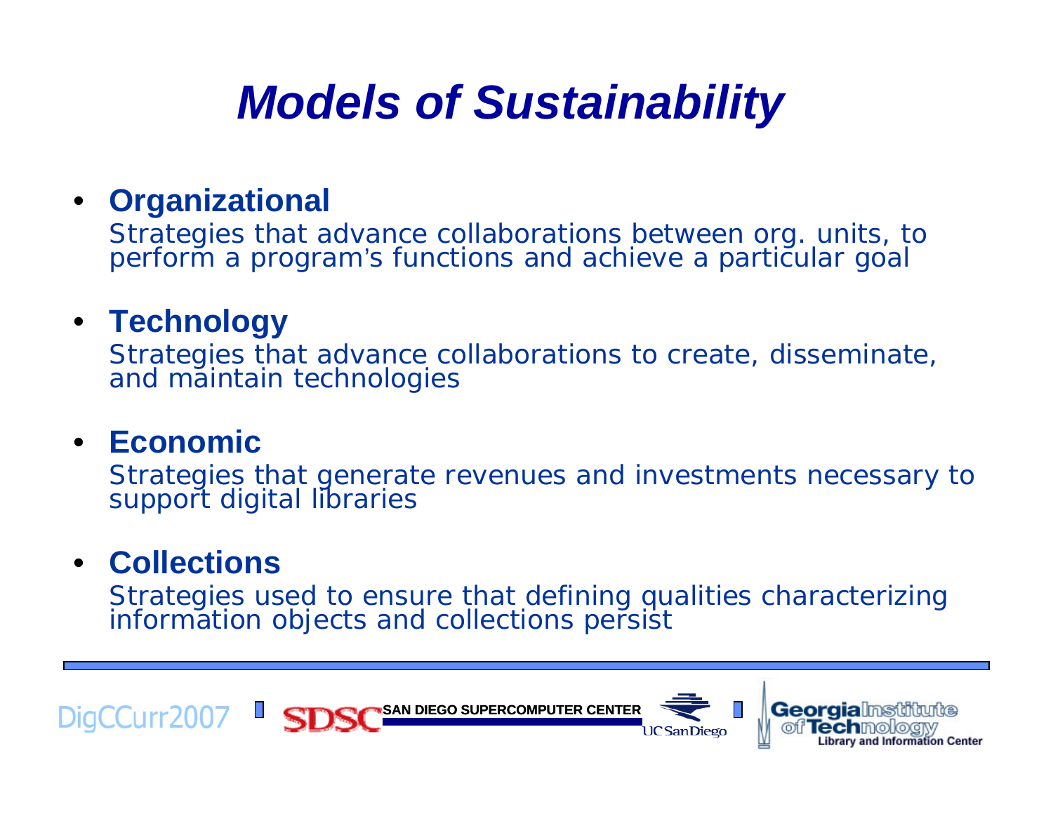# *Models of Sustainability*

- **Organizational**
  Strategies that advance collaborations between org. units, to perform a program's functions and achieve a particular goal

- **Technology**
  Strategies that advance collaborations to create, disseminate, and maintain technologies

- **Economic**
  Strategies that generate revenues and investments necessary to support digital libraries

- **Collections**
  Strategies used to ensure that defining qualities characterizing information objects and collections persist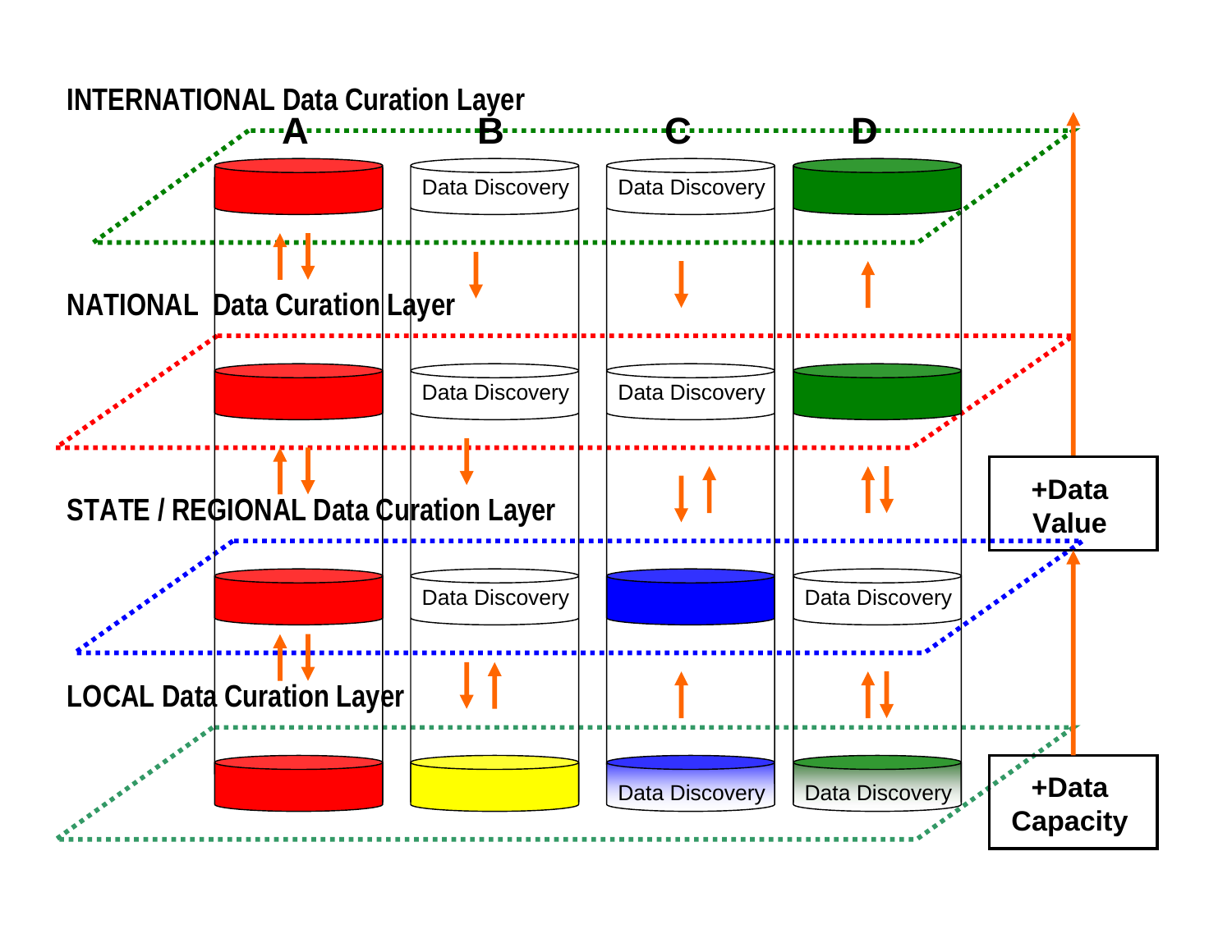INTERNATIONAL Data Curation Layer

A B C D

Data Discovery Data Discovery

NATIONAL Data Curation Layer

Data Discovery Data Discovery

STATE / REGIONAL Data Curation Layer

Data Discovery Data Discovery

**+Data Value**

LOCAL Data Curation Layer

Data Discovery Data Discovery

**+Data Capacity**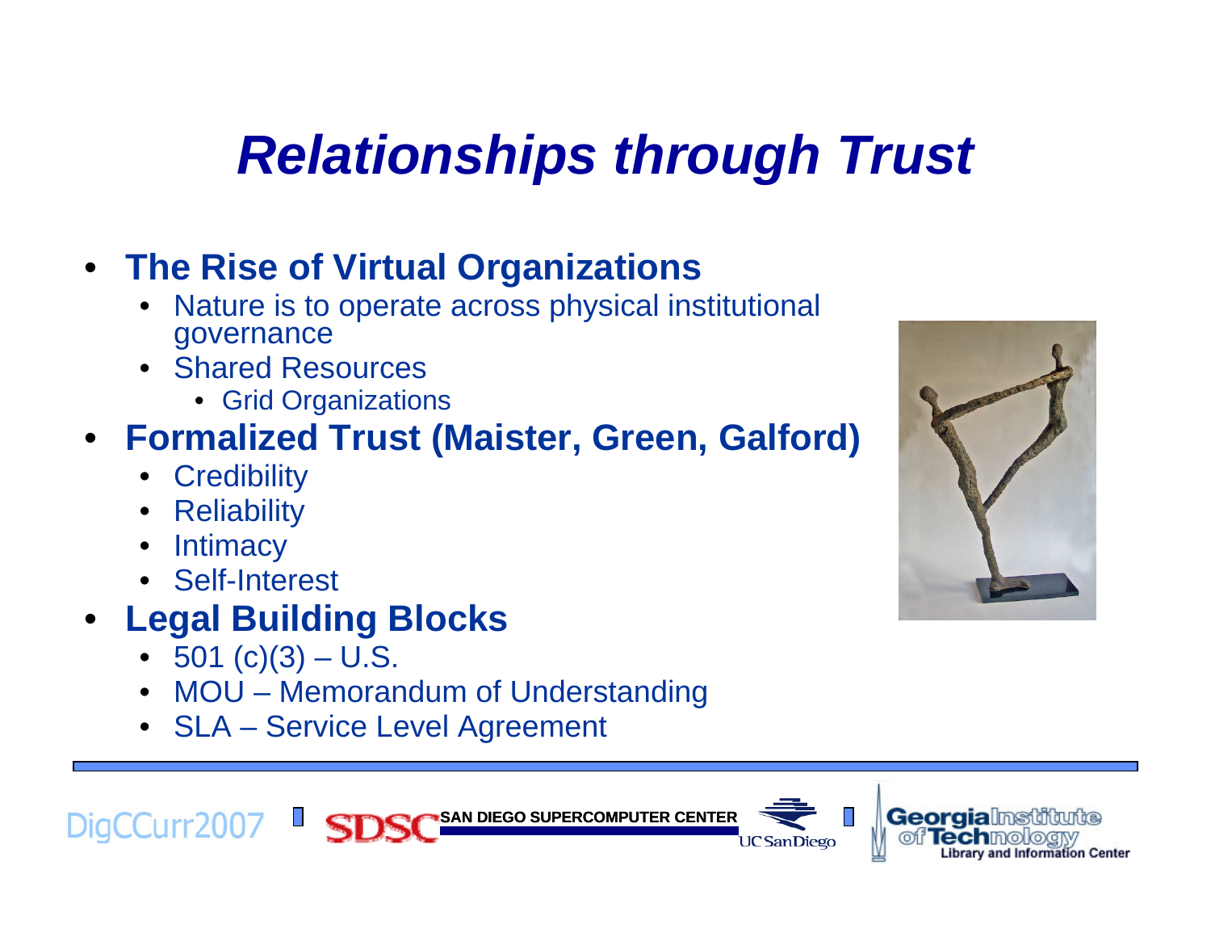# *Relationships through Trust*

- **The Rise of Virtual Organizations**
  - Nature is to operate across physical institutional governance
  - Shared Resources
    - Grid Organizations
- **Formalized Trust (Maister, Green, Galford)**
  - Credibility
  - Reliability
  - Intimacy
  - Self-Interest
- **Legal Building Blocks**
  - 501 (c)(3) – U.S.
  - MOU – Memorandum of Understanding
  - SLA – Service Level Agreement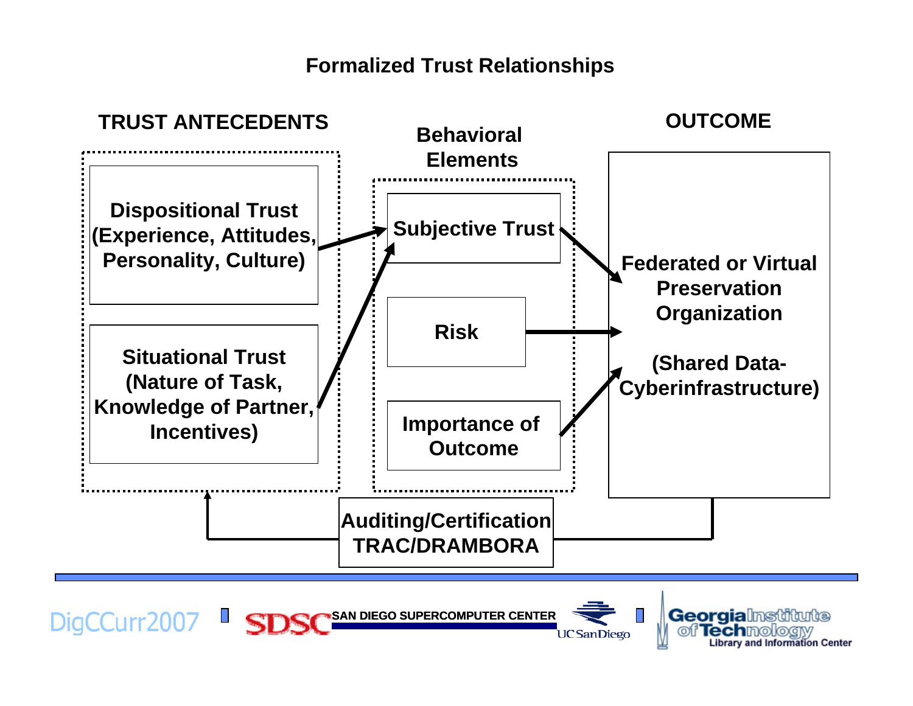# Formalized Trust Relationships

**TRUST ANTECEDENTS**

- Dispositional Trust (Experience, Attitudes, Personality, Culture)
- Situational Trust (Nature of Task, Knowledge of Partner, Incentives)

**Behavioral Elements**

- Subjective Trust
- Risk
- Importance of Outcome

**OUTCOME**

- Federated or Virtual Preservation Organization (Shared Data-Cyberinfrastructure)

**Auditing/Certification TRAC/DRAMBORA**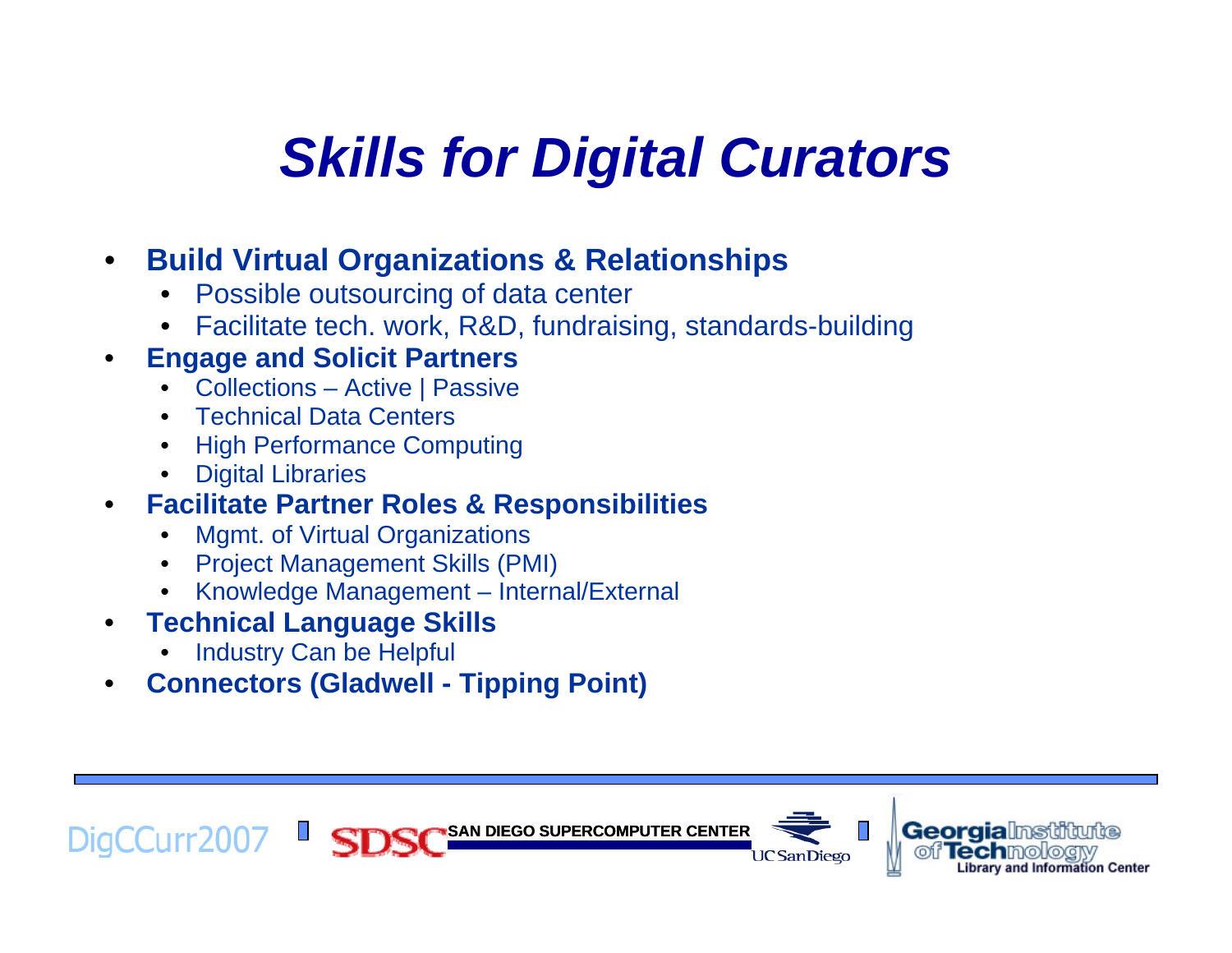# *Skills for Digital Curators*

- **Build Virtual Organizations & Relationships**
  - Possible outsourcing of data center
  - Facilitate tech. work, R&D, fundraising, standards-building
- **Engage and Solicit Partners**
  - Collections – Active | Passive
  - Technical Data Centers
  - High Performance Computing
  - Digital Libraries
- **Facilitate Partner Roles & Responsibilities**
  - Mgmt. of Virtual Organizations
  - Project Management Skills (PMI)
  - Knowledge Management – Internal/External
- **Technical Language Skills**
  - Industry Can be Helpful
- **Connectors (Gladwell - Tipping Point)**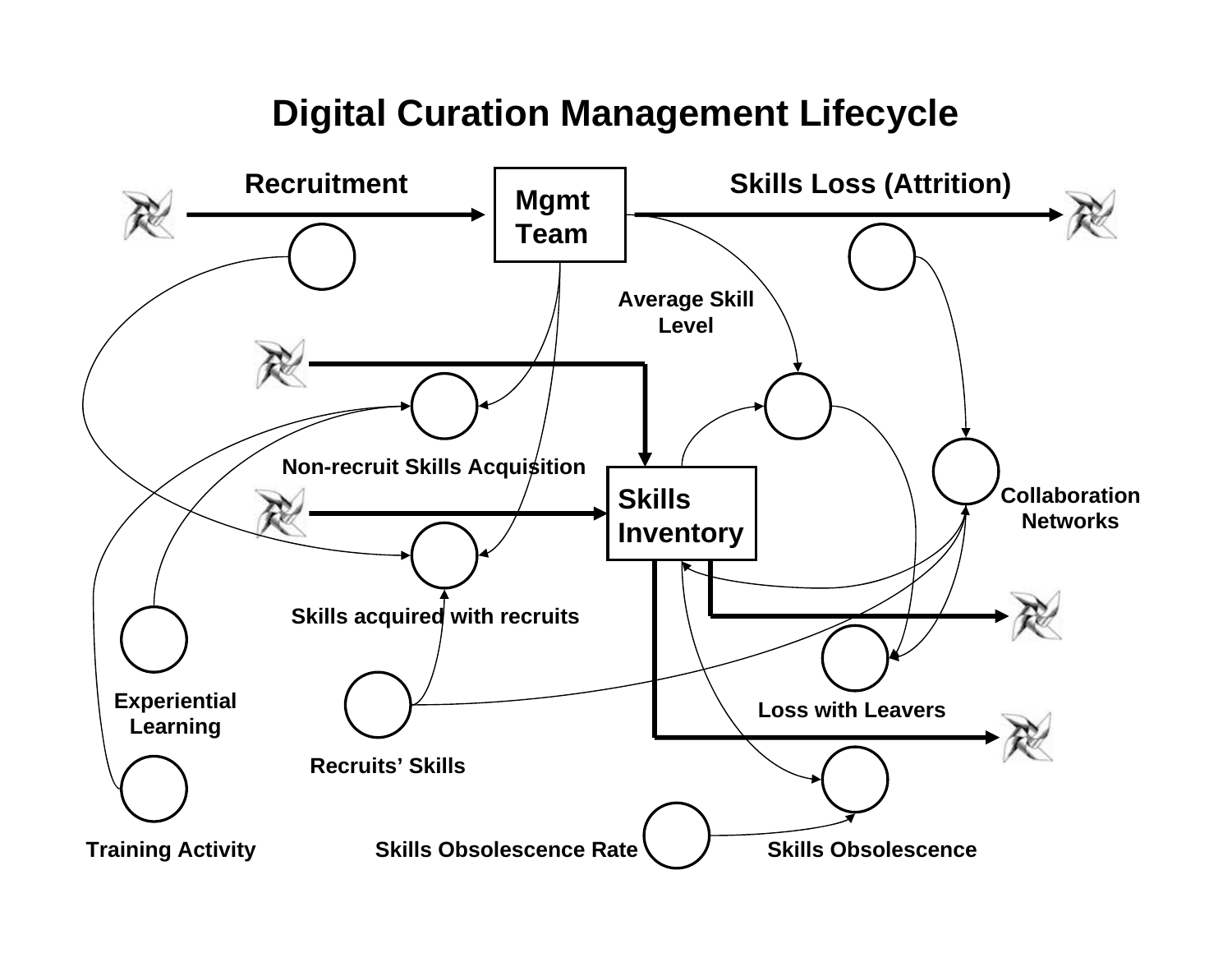# Digital Curation Management Lifecycle

Recruitment

Mgmt Team

Skills Loss (Attrition)

Average Skill Level

Non-recruit Skills Acquisition

Skills Inventory

Collaboration Networks

Skills acquired with recruits

Experiential Learning

Loss with Leavers

Recruits' Skills

Training Activity

Skills Obsolescence Rate

Skills Obsolescence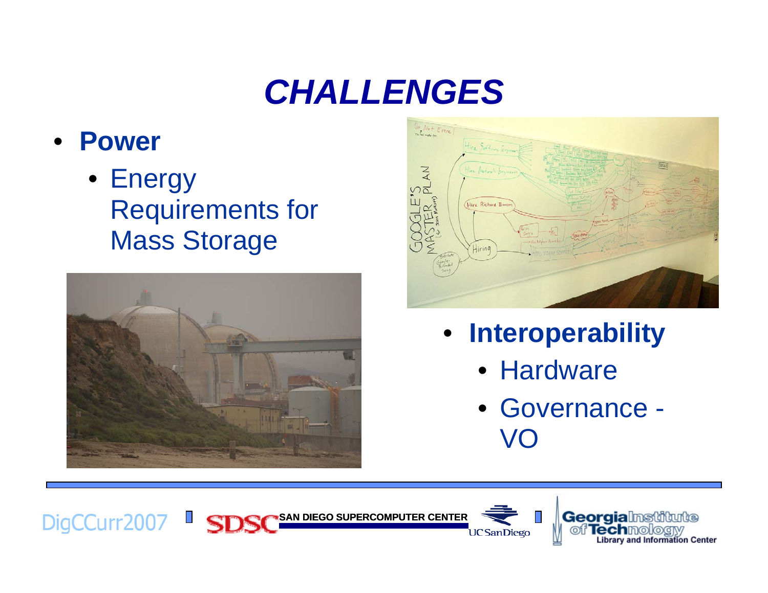# CHALLENGES

- **Power**
  - Energy Requirements for Mass Storage
- **Interoperability**
  - Hardware
  - Governance - VO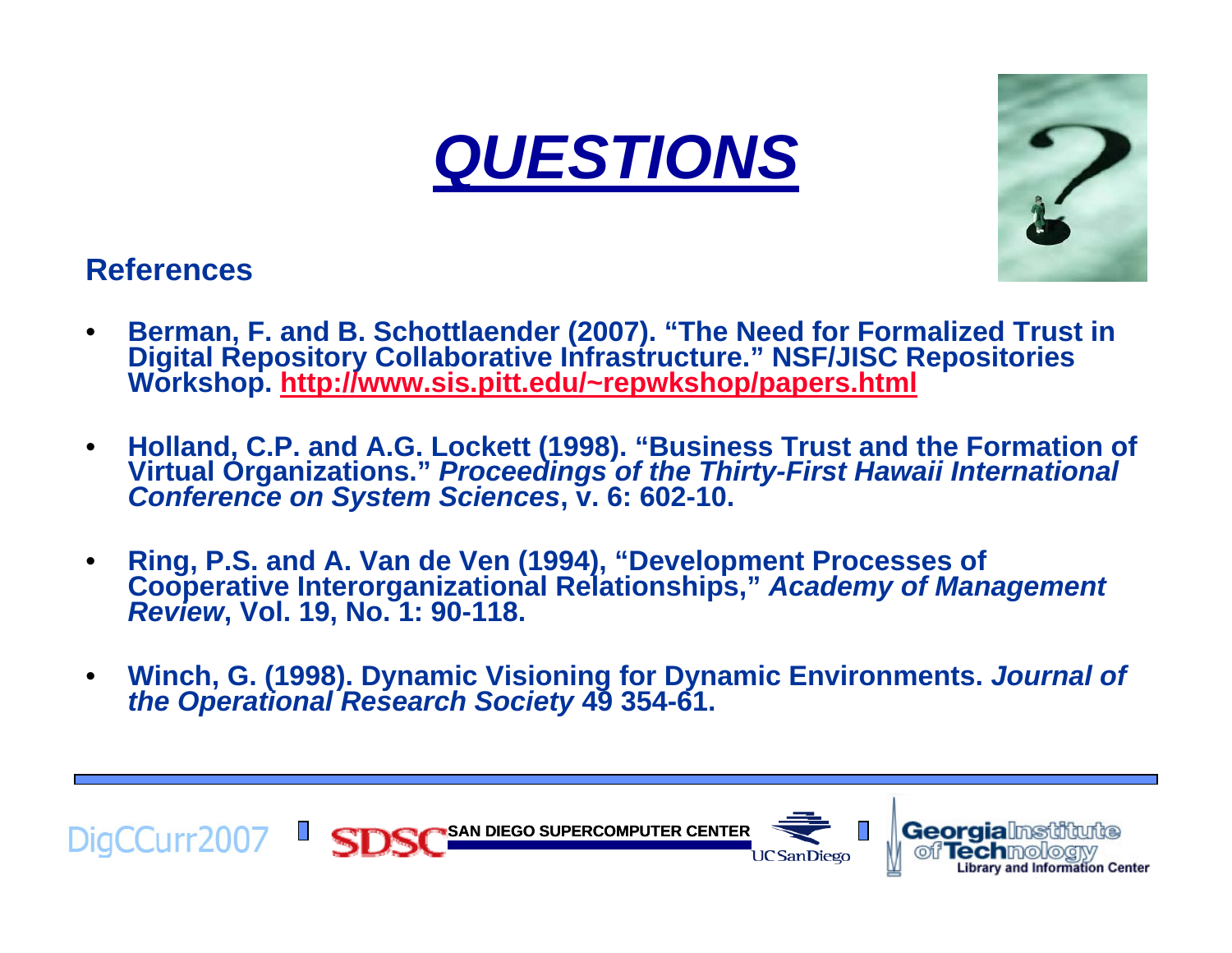# *QUESTIONS*

## References

- **Berman, F. and B. Schottlaender (2007). "The Need for Formalized Trust in Digital Repository Collaborative Infrastructure." NSF/JISC Repositories Workshop. http://www.sis.pitt.edu/~repwkshop/papers.html**
- **Holland, C.P. and A.G. Lockett (1998). "Business Trust and the Formation of Virtual Organizations." *Proceedings of the Thirty-First Hawaii International Conference on System Sciences*, v. 6: 602-10.**
- **Ring, P.S. and A. Van de Ven (1994), "Development Processes of Cooperative Interorganizational Relationships," *Academy of Management Review*, Vol. 19, No. 1: 90-118.**
- **Winch, G. (1998). Dynamic Visioning for Dynamic Environments. *Journal of the Operational Research Society* 49 354-61.**